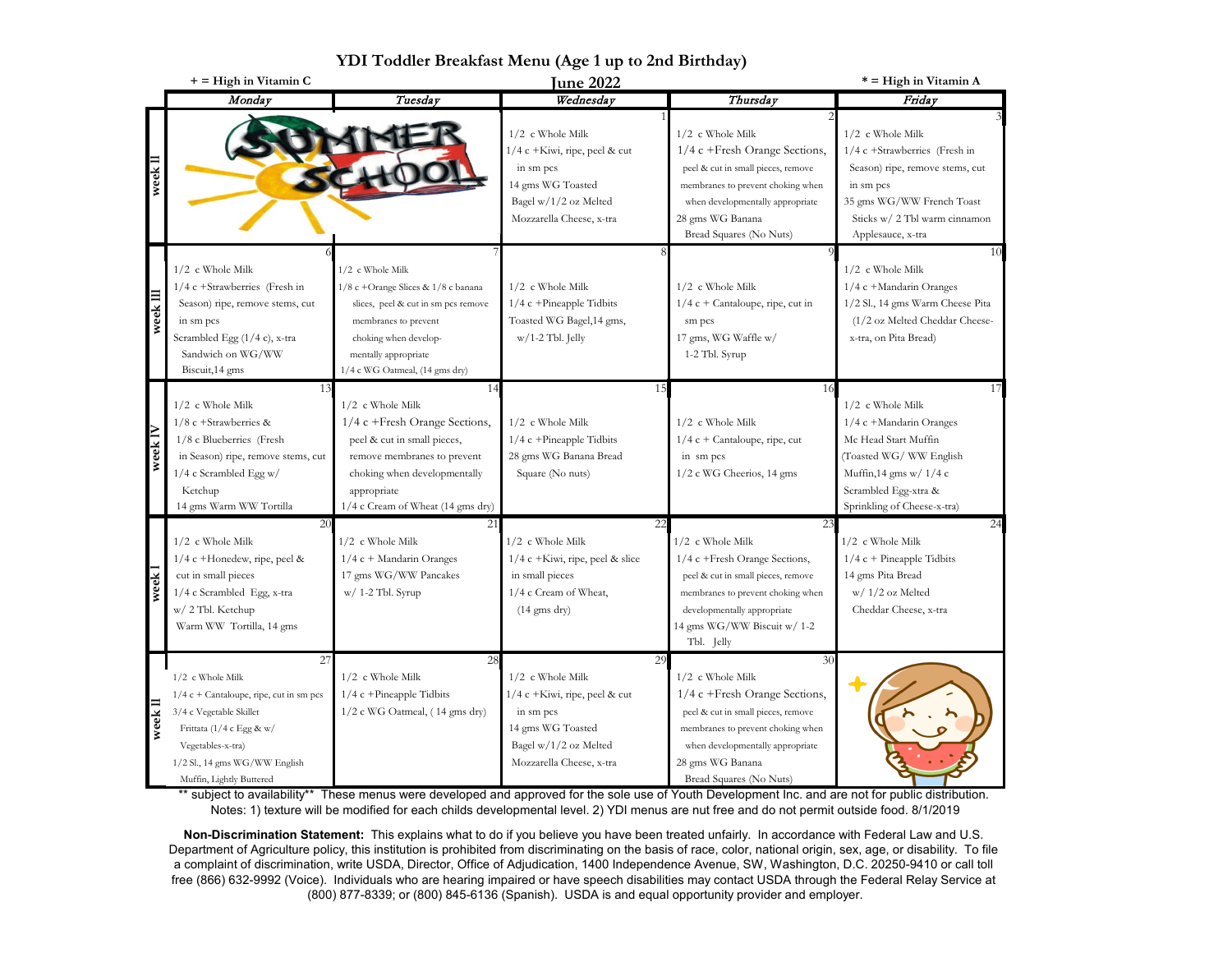# YDI Toddler Breakfast Menu (Age 1 up to 2nd Birthday)

## June 2022

+ = High in Vitamin C

* = High in Vitamin A

| | Monday | Tuesday | Wednesday | Thursday | Friday |
|---|---|---|---|---|---|
| week II | | | 1<br>1/2 c Whole Milk<br>1/4 c +Kiwi, ripe, peel & cut in sm pcs<br>14 gms WG Toasted Bagel w/1/2 oz Melted Mozzarella Cheese, x-tra | 2<br>1/2 c Whole Milk<br>1/4 c +Fresh Orange Sections, peel & cut in small pieces, remove membranes to prevent choking when when developmentally appropriate<br>28 gms WG Banana Bread Squares (No Nuts) | 3<br>1/2 c Whole Milk<br>1/4 c +Strawberries (Fresh in Season) ripe, remove stems, cut in sm pcs<br>35 gms WG/WW French Toast Sticks w/ 2 Tbl warm cinnamon Applesauce, x-tra |
| week III | 6<br>1/2 c Whole Milk<br>1/4 c +Strawberries (Fresh in Season) ripe, remove stems, cut in sm pcs<br>Scrambled Egg (1/4 c), x-tra Sandwich on WG/WW Biscuit,14 gms | 7<br>1/2 c Whole Milk<br>1/8 c +Orange Slices & 1/8 c banana slices, peel & cut in sm pcs remove membranes to prevent choking when developmentally appropriate<br>1/4 c WG Oatmeal, (14 gms dry) | 8<br>1/2 c Whole Milk<br>1/4 c +Pineapple Tidbits<br>Toasted WG Bagel,14 gms, w/1-2 Tbl. Jelly | 9<br>1/2 c Whole Milk<br>1/4 c + Cantaloupe, ripe, cut in sm pcs<br>17 gms, WG Waffle w/ 1-2 Tbl. Syrup | 10<br>1/2 c Whole Milk<br>1/4 c +Mandarin Oranges<br>1/2 Sl., 14 gms Warm Cheese Pita (1/2 oz Melted Cheddar Cheese-x-tra, on Pita Bread) |
| week IV | 13<br>1/2 c Whole Milk<br>1/8 c +Strawberries & 1/8 c Blueberries (Fresh in Season) ripe, remove stems, cut<br>1/4 c Scrambled Egg w/ Ketchup<br>14 gms Warm WW Tortilla | 14<br>1/2 c Whole Milk<br>1/4 c +Fresh Orange Sections, peel & cut in small pieces, remove membranes to prevent choking when developmentally appropriate<br>1/4 c Cream of Wheat (14 gms dry) | 15<br>1/2 c Whole Milk<br>1/4 c +Pineapple Tidbits<br>28 gms WG Banana Bread Square (No nuts) | 16<br>1/2 c Whole Milk<br>1/4 c + Cantaloupe, ripe, cut in sm pcs<br>1/2 c WG Cheerios, 14 gms | 17<br>1/2 c Whole Milk<br>1/4 c +Mandarin Oranges<br>Mc Head Start Muffin (Toasted WG/ WW English Muffin,14 gms w/ 1/4 c Scrambled Egg-xtra & Sprinkling of Cheese-x-tra) |
| week I | 20<br>1/2 c Whole Milk<br>1/4 c +Honedew, ripe, peel & cut in small pieces<br>1/4 c Scrambled Egg, x-tra w/ 2 Tbl. Ketchup<br>Warm WW Tortilla, 14 gms | 21<br>1/2 c Whole Milk<br>1/4 c + Mandarin Oranges<br>17 gms WG/WW Pancakes w/ 1-2 Tbl. Syrup | 22<br>1/2 c Whole Milk<br>1/4 c +Kiwi, ripe, peel & slice in small pieces<br>1/4 c Cream of Wheat, (14 gms dry) | 23<br>1/2 c Whole Milk<br>1/4 c +Fresh Orange Sections, peel & cut in small pieces, remove membranes to prevent choking when developmentally appropriate<br>14 gms WG/WW Biscuit w/ 1-2 Tbl. Jelly | 24<br>1/2 c Whole Milk<br>1/4 c + Pineapple Tidbits<br>14 gms Pita Bread w/ 1/2 oz Melted Cheddar Cheese, x-tra |
| week II | 27<br>1/2 c Whole Milk<br>1/4 c + Cantaloupe, ripe, cut in sm pcs<br>3/4 c Vegetable Skillet Frittata (1/4 c Egg & w/ Vegetables-x-tra)<br>1/2 Sl., 14 gms WG/WW English Muffin, Lightly Buttered | 28<br>1/2 c Whole Milk<br>1/4 c +Pineapple Tidbits<br>1/2 c WG Oatmeal, ( 14 gms dry) | 29<br>1/2 c Whole Milk<br>1/4 c +Kiwi, ripe, peel & cut in sm pcs<br>14 gms WG Toasted Bagel w/1/2 oz Melted Mozzarella Cheese, x-tra | 30<br>1/2 c Whole Milk<br>1/4 c +Fresh Orange Sections, peel & cut in small pieces, remove membranes to prevent choking when when developmentally appropriate<br>28 gms WG Banana Bread Squares (No Nuts) | |

** subject to availability** These menus were developed and approved for the sole use of Youth Development Inc. and are not for public distribution. Notes: 1) texture will be modified for each childs developmental level. 2) YDI menus are nut free and do not permit outside food. 8/1/2019

**Non-Discrimination Statement:** This explains what to do if you believe you have been treated unfairly. In accordance with Federal Law and U.S. Department of Agriculture policy, this institution is prohibited from discriminating on the basis of race, color, national origin, sex, age, or disability. To file a complaint of discrimination, write USDA, Director, Office of Adjudication, 1400 Independence Avenue, SW, Washington, D.C. 20250-9410 or call toll free (866) 632-9992 (Voice). Individuals who are hearing impaired or have speech disabilities may contact USDA through the Federal Relay Service at (800) 877-8339; or (800) 845-6136 (Spanish). USDA is and equal opportunity provider and employer.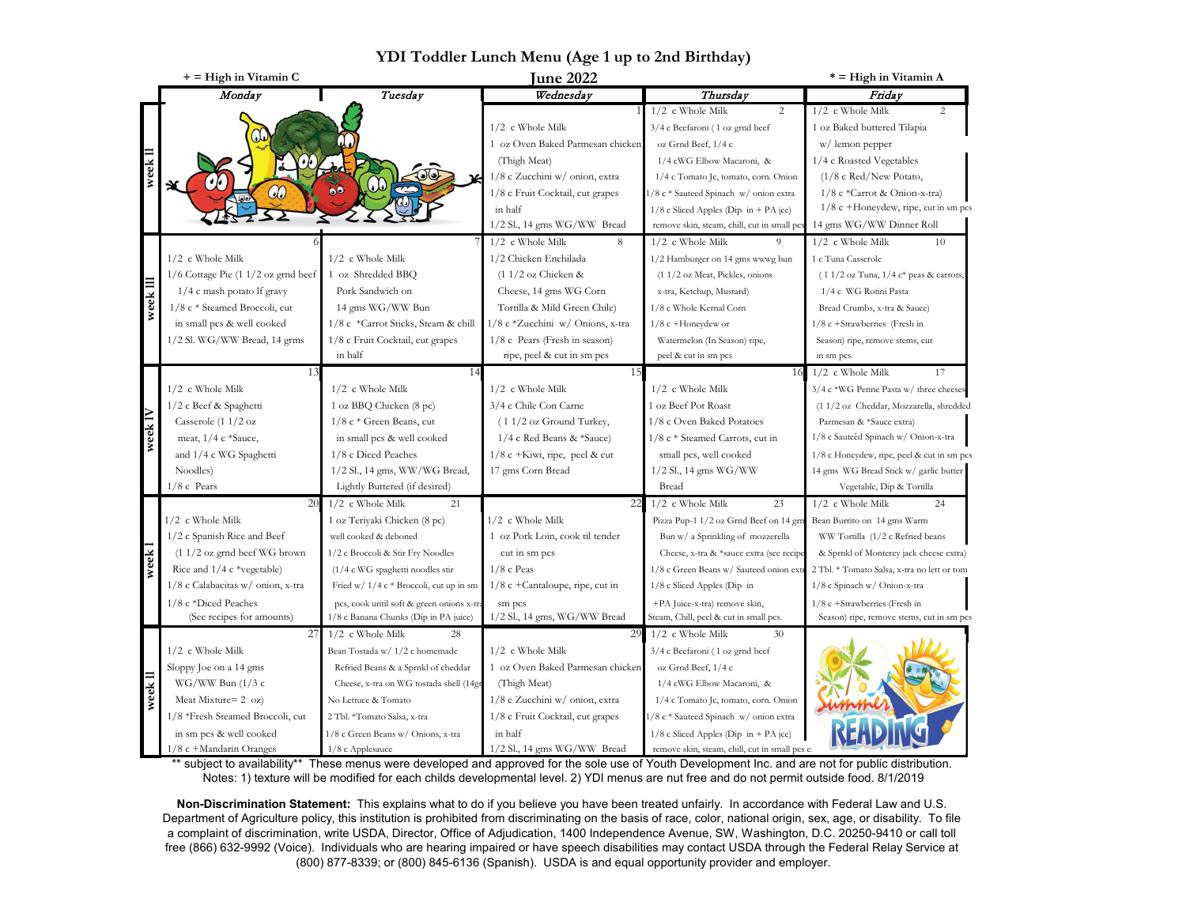# YDI Toddler Lunch Menu (Age 1 up to 2nd Birthday)

**+ = High in Vitamin C** | **June 2022** | *** = High in Vitamin A**

| | Monday | Tuesday | Wednesday | Thursday | Friday |
|---|---|---|---|---|---|
| week II | | | 1<br>1/2 c Whole Milk<br>1 oz Oven Baked Parmesan chicken (Thigh Meat)<br>1/8 c Zucchini w/ onion, extra<br>1/8 c Fruit Cocktail, cut grapes in half<br>1/2 Sl., 14 gms WG/WW Bread | 2<br>1/2 c Whole Milk<br>3/4 c Beefaroni ( 1 oz grnd beef oz Grnd Beef, 1/4 c 1/4 cWG Elbow Macaroni, & 1/4 c Tomato Jc, tomato, corn. Onion<br>1/8 c * Sauteed Spinach w/ onion extra<br>1/8 c Sliced Apples (Dip in + PA jce) remove skin, steam, chill, cut in small pcs | 2<br>1/2 c Whole Milk<br>1 oz Baked buttered Tilapia w/ lemon pepper<br>1/4 c Roasted Vegetables (1/8 c Red/New Potato, 1/8 c *Carrot & Onion-x-tra)<br>1/8 c +Honeydew, ripe, cut in sm pcs<br>14 gms WG/WW Dinner Roll |
| week III | 6<br>1/2 c Whole Milk<br>1/6 Cottage Pie (1 1/2 oz grnd beef 1/4 c mash potato lf gravy<br>1/8 c * Steamed Broccoli, cut in small pcs & well cooked<br>1/2 Sl. WG/WW Bread, 14 grms | 7<br>1/2 c Whole Milk<br>1 oz Shredded BBQ Pork Sandwich on 14 gms WG/WW Bun<br>1/8 c *Carrot Sticks, Steam & chill<br>1/8 c Fruit Cocktail, cut grapes in half | 8<br>1/2 c Whole Milk<br>1/2 Chicken Enchilada (1 1/2 oz Chicken & Cheese, 14 gms WG Corn Tortilla & Mild Green Chile)<br>1/8 c *Zucchini w/ Onions, x-tra<br>1/8 c Pears (Fresh in season) ripe, peel & cut in sm pcs | 9<br>1/2 c Whole Milk<br>1/2 Hamburger on 14 gms wwwg bun (1 1/2 oz Meat, Pickles, onions x-tra, Ketchup, Mustard)<br>1/8 c Whole Kernal Corn<br>1/8 c +Honeydew or Watermelon (In Season) ripe, peel & cut in sm pcs | 10<br>1/2 c Whole Milk<br>1 c Tuna Casserole ( 1 1/2 oz Tuna, 1/4 c* peas & carrots, 1/4 c WG Rotini Pasta Bread Crumbs, x-tra & Sauce)<br>1/8 c +Strawberries (Fresh in Season) ripe, remove stems, cut in sm pcs |
| week IV | 13<br>1/2 c Whole Milk<br>1/2 c Beef & Spaghetti Casserole (1 1/2 oz meat, 1/4 c *Sauce, and 1/4 c WG Spaghetti Noodles)<br>1/8 c Pears | 14<br>1/2 c Whole Milk<br>1 oz BBQ Chicken (8 pc)<br>1/8 c * Green Beans, cut in small pcs & well cooked<br>1/8 c Diced Peaches<br>1/2 Sl., 14 gms, WW/WG Bread, Lightly Buttered (if desired) | 15<br>1/2 c Whole Milk<br>3/4 c Chile Con Carne ( 1 1/2 oz Ground Turkey, 1/4 c Red Beans & *Sauce)<br>1/8 c +Kiwi, ripe, peel & cut<br>17 gms Corn Bread | 16<br>1/2 c Whole Milk<br>1 oz Beef Pot Roast<br>1/8 c Oven Baked Potatoes<br>1/8 c * Steamed Carrots, cut in small pcs, well cooked<br>1/2 Sl., 14 gms WG/WW Bread | 17<br>1/2 c Whole Milk<br>3/4 c *WG Penne Pasta w/ three cheeses (1 1/2 oz Cheddar, Mozzarella, shredded Parmesan & *Sauce extra)<br>1/8 c Sautééd Spinach w/ Onion-x-tra<br>1/8 c Honeydew, ripe, peel & cut in sm pcs<br>14 gms WG Bread Stick w/ garlic butter Vegetable, Dip & Tortilla |
| week I | 20<br>1/2 c Whole Milk<br>1/2 c Spanish Rice and Beef (1 1/2 oz grnd beef WG brown Rice and 1/4 c *vegetable)<br>1/8 c Calabacitas w/ onion, x-tra<br>1/8 c *Diced Peaches (See recipes for amounts) | 21<br>1/2 c Whole Milk<br>1 oz Teriyaki Chicken (8 pc) well cooked & deboned<br>1/2 c Broccoli & Stir Fry Noodles (1/4 c WG spaghetti noodles stir Fried w/ 1/4 c * Broccoli, cut up in sm pcs, cook until soft & green onions x-tra<br>1/8 c Banana Chunks (Dip in PA juice) | 22<br>1/2 c Whole Milk<br>1 oz Pork Loin, cook til tender cut in sm pcs<br>1/8 c Peas<br>1/8 c +Cantaloupe, ripe, cut in sm pcs<br>1/2 Sl., 14 gms, WG/WW Bread | 23<br>1/2 c Whole Milk<br>Pizza Pup-1 1/2 oz Grnd Beef on 14 gm Bun w/ a Sprinkling of mozzerella Cheese, x-tra & *sauce extra (see recipe<br>1/8 c Green Beans w/ Sauteed onion extr<br>1/8 c Sliced Apples (Dip in +PA Juice-x-tra) remove skin, Steam, Chill, peel & cut in small pcs. | 24<br>1/2 c Whole Milk<br>Bean Burrito on 14 gms Warm WW Tortilla (1/2 c Refried beans & Sprnkl of Monterey jack cheese extra)<br>2 Tbl. * Tomato Salsa, x-tra no lett or tom<br>1/8 c Spinach w/ Onion-x-tra<br>1/8 c +Strawberries (Fresh in Season) ripe, remove stems, cut in sm pcs |
| week II | 27<br>1/2 c Whole Milk<br>Sloppy Joe on a 14 gms WG/WW Bun (1/3 c Meat Mixture= 2 oz)<br>1/8 *Fresh Steamed Broccoli, cut in sm pcs & well cooked<br>1/8 c +Mandarin Oranges | 28<br>1/2 c Whole Milk<br>Bean Tostada w/ 1/2 c homemade Refried Beans & a Sprnkl of cheddar Cheese, x-tra on WG tostada shell (14gr<br>No Lettuce & Tomato<br>2 Tbl. *Tomato Salsa, x-tra<br>1/8 c Green Beans w/ Onions, x-tra<br>1/8 c Applesauce | 29<br>1/2 c Whole Milk<br>1 oz Oven Baked Parmesan chicken (Thigh Meat)<br>1/8 c Zucchini w/ onion, extra<br>1/8 c Fruit Cocktail, cut grapes in half<br>1/2 Sl., 14 gms WG/WW Bread | 30<br>1/2 c Whole Milk<br>3/4 c Beefaroni ( 1 oz grnd beef oz Grnd Beef, 1/4 c 1/4 cWG Elbow Macaroni, & 1/4 c Tomato Jc, tomato, corn. Onion<br>1/8 c * Sauteed Spinach w/ onion extra<br>1/8 c Sliced Apples (Dip in + PA jce) remove skin, steam, chill, cut in small pcs e: | |

** subject to availability** These menus were developed and approved for the sole use of Youth Development Inc. and are not for public distribution. Notes: 1) texture will be modified for each childs developmental level. 2) YDI menus are nut free and do not permit outside food. 8/1/2019

**Non-Discrimination Statement:** This explains what to do if you believe you have been treated unfairly. In accordance with Federal Law and U.S. Department of Agriculture policy, this institution is prohibited from discriminating on the basis of race, color, national origin, sex, age, or disability. To file a complaint of discrimination, write USDA, Director, Office of Adjudication, 1400 Independence Avenue, SW, Washington, D.C. 20250-9410 or call toll free (866) 632-9992 (Voice). Individuals who are hearing impaired or have speech disabilities may contact USDA through the Federal Relay Service at (800) 877-8339; or (800) 845-6136 (Spanish). USDA is and equal opportunity provider and employer.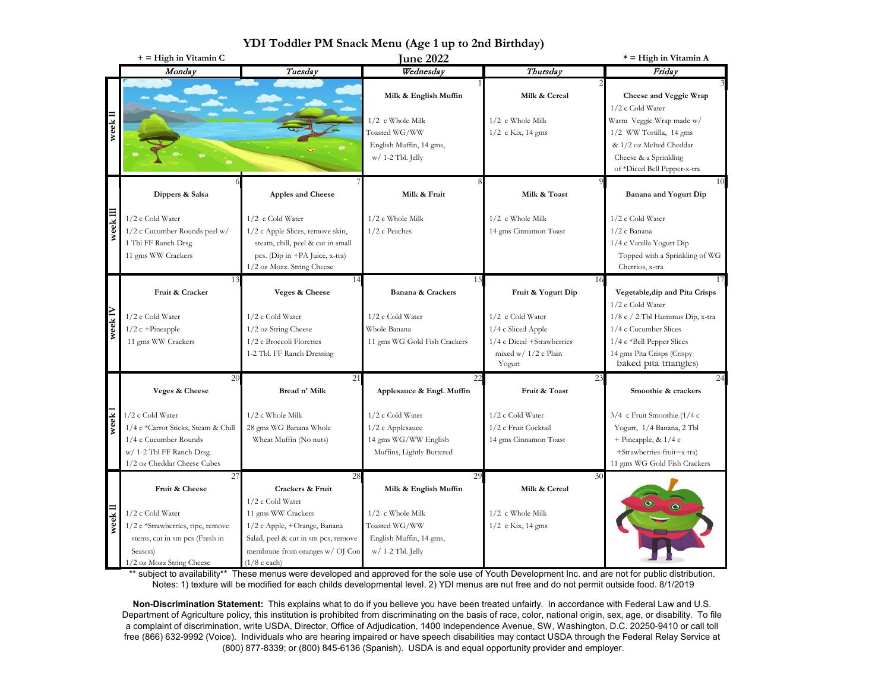# YDI Toddler PM Snack Menu (Age 1 up to 2nd Birthday)

**+ = High in Vitamin C** | **June 2022** | **\* = High in Vitamin A**

| | Monday | Tuesday | Wednesday | Thursday | Friday |
|---|---|---|---|---|---|
| week II | | | 1 **Milk & English Muffin** 1/2 c Whole Milk Toasted WG/WW English Muffin, 14 gms, w/ 1-2 Tbl. Jelly | 2 **Milk & Cereal** 1/2 c Whole Milk 1/2 c Kix, 14 gms | 3 **Cheese and Veggie Wrap** 1/2 c Cold Water Warm Veggie Wrap made w/ 1/2 WW Tortilla, 14 gms & 1/2 oz Melted Cheddar Cheese & a Sprinkling of *Diced Bell Pepper-x-tra |
| week III | 6 **Dippers & Salsa** 1/2 c Cold Water 1/2 c Cucumber Rounds peel w/ 1 Tbl FF Ranch Drsg 11 gms WW Crackers | 7 **Apples and Cheese** 1/2 c Cold Water 1/2 c Apple Slices, remove skin, steam, chill, peel & cut in small pcs. (Dip in +PA Juice, x-tra) 1/2 oz Mozz. String Cheese | 8 **Milk & Fruit** 1/2 c Whole Milk 1/2 c Peaches | 9 **Milk & Toast** 1/2 c Whole Milk 14 gms Cinnamon Toast | 10 **Banana and Yogurt Dip** 1/2 c Cold Water 1/2 c Banana 1/4 c Vanilla Yogurt Dip Topped with a Sprinkling of WG Cherrios, x-tra |
| week IV | 13 **Fruit & Cracker** 1/2 c Cold Water 1/2 c +Pineapple 11 gms WW Crackers | 14 **Veges & Cheese** 1/2 c Cold Water 1/2 oz String Cheese 1/2 c Broccoli Florettes 1-2 Tbl. FF Ranch Dressing | 15 **Banana & Crackers** 1/2 c Cold Water Whole Banana 11 gms WG Gold Fish Crackers | 16 **Fruit & Yogurt Dip** 1/2 c Cold Water 1/4 c Sliced Apple 1/4 c Diced +Strawberries mixed w/ 1/2 c Plain Yogurt | 17 **Vegetable,dip and Pita Crisps** 1/2 c Cold Water 1/8 c / 2 Tbl Hummus Dip, x-tra 1/4 c Cucumber Slices 1/4 c *Bell Pepper Slices 14 gms Pita Crisps (Crispy baked pita triangles) |
| week I | 20 **Veges & Cheese** 1/2 c Cold Water 1/4 c *Carrot Sticks, Steam & Chill 1/4 c Cucumber Rounds w/ 1-2 Tbl FF Ranch Drsg. 1/2 oz Cheddar Cheese Cubes | 21 **Bread n' Milk** 1/2 c Whole Milk 28 gms WG Banana Whole Wheat Muffin (No nuts) | 22 **Applesauce & Engl. Muffin** 1/2 c Cold Water 1/2 c Applesauce 14 gms WG/WW English Muffins, Lightly Buttered | 23 **Fruit & Toast** 1/2 c Cold Water 1/2 c Fruit Cocktail 14 gms Cinnamon Toast | 24 **Smoothie & crackers** 3/4 c Fruit Smoothie (1/4 c Yogurt, 1/4 Banana, 2 Tbl + Pineapple, & 1/4 c +Strawberries-fruit=x-tra) 11 gms WG Gold Fish Crackers |
| week II | 27 **Fruit & Cheese** 1/2 c Cold Water 1/2 c *Strawberries, ripe, remove stems, cut in sm pcs (Fresh in Season) 1/2 oz Mozz String Cheese | 28 **Crackers & Fruit** 1/2 c Cold Water 11 gms WW Crackers 1/2 c Apple, +Orange, Banana Salad, peel & cut in sm pcs, remove membrane from oranges w/ OJ Con (1/8 c each) | 29 **Milk & English Muffin** 1/2 c Whole Milk Toasted WG/WW English Muffin, 14 gms, w/ 1-2 Tbl. Jelly | 30 **Milk & Cereal** 1/2 c Whole Milk 1/2 c Kix, 14 gms | |

\*\* subject to availability\*\* These menus were developed and approved for the sole use of Youth Development Inc. and are not for public distribution. Notes: 1) texture will be modified for each childs developmental level. 2) YDI menus are nut free and do not permit outside food. 8/1/2019

**Non-Discrimination Statement:** This explains what to do if you believe you have been treated unfairly. In accordance with Federal Law and U.S. Department of Agriculture policy, this institution is prohibited from discriminating on the basis of race, color, national origin, sex, age, or disability. To file a complaint of discrimination, write USDA, Director, Office of Adjudication, 1400 Independence Avenue, SW, Washington, D.C. 20250-9410 or call toll free (866) 632-9992 (Voice). Individuals who are hearing impaired or have speech disabilities may contact USDA through the Federal Relay Service at (800) 877-8339; or (800) 845-6136 (Spanish). USDA is and equal opportunity provider and employer.